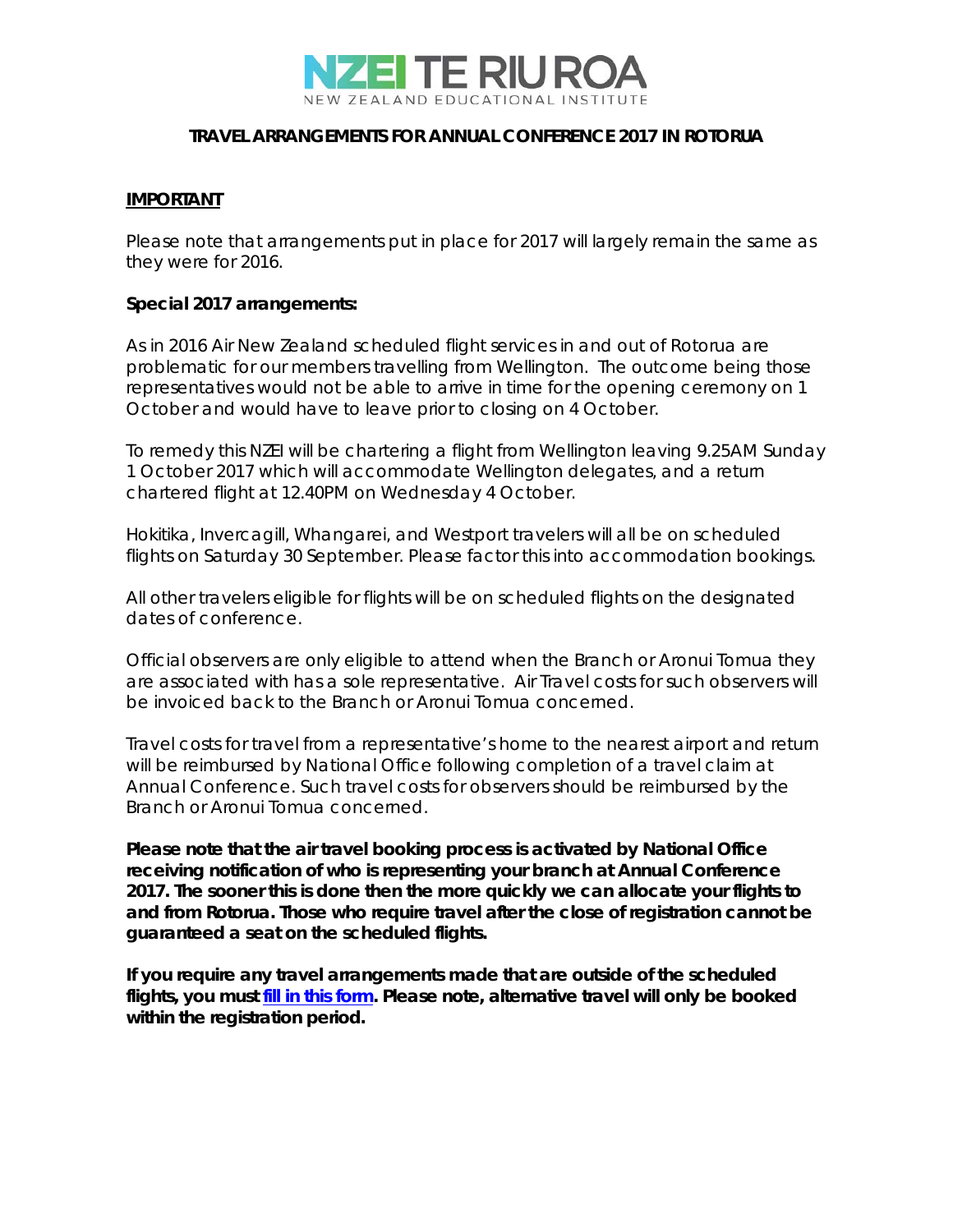NZEI TE RIU ROA
NEW ZEALAND EDUCATIONAL INSTITUTE

# TRAVEL ARRANGEMENTS FOR ANNUAL CONFERENCE 2017 IN ROTORUA

**IMPORTANT**

Please note that arrangements put in place for 2017 will largely remain the same as they were for 2016.

**Special 2017 arrangements:**

As in 2016 Air New Zealand scheduled flight services in and out of Rotorua are problematic for our members travelling from Wellington. The outcome being those representatives would not be able to arrive in time for the opening ceremony on 1 October and would have to leave prior to closing on 4 October.

To remedy this NZEI will be chartering a flight from Wellington leaving 9.25AM Sunday 1 October 2017 which will accommodate Wellington delegates, and a return chartered flight at 12.40PM on Wednesday 4 October.

Hokitika, Invercagill, Whangarei, and Westport travelers will all be on scheduled flights on Saturday 30 September. Please factor this into accommodation bookings.

All other travelers eligible for flights will be on scheduled flights on the designated dates of conference.

Official observers are only eligible to attend when the Branch or Aronui Tomua they are associated with has a sole representative. Air Travel costs for such observers will be invoiced back to the Branch or Aronui Tomua concerned.

Travel costs for travel from a representative's home to the nearest airport and return will be reimbursed by National Office following completion of a travel claim at Annual Conference. Such travel costs for observers should be reimbursed by the Branch or Aronui Tomua concerned.

**Please note that the air travel booking process is activated by National Office receiving notification of who is representing your branch at Annual Conference 2017. The sooner this is done then the more quickly we can allocate your flights to and from Rotorua. Those who require travel after the close of registration cannot be guaranteed a seat on the scheduled flights.**

**If you require any travel arrangements made that are outside of the scheduled flights, you must fill in this form. Please note, alternative travel will only be booked within the registration period.**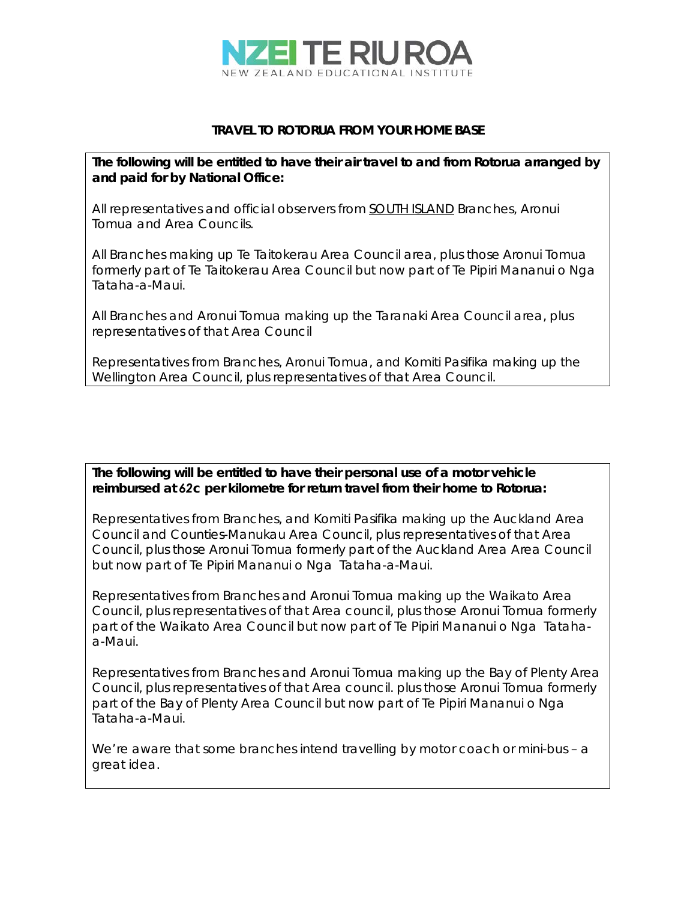# NZEI TE RIU ROA

NEW ZEALAND EDUCATIONAL INSTITUTE

## TRAVEL TO ROTORUA FROM YOUR HOME BASE

**The following will be entitled to have their air travel to and from Rotorua arranged by and paid for by National Office:**

All representatives and official observers from SOUTH ISLAND Branches, Aronui Tomua and Area Councils.

All Branches making up Te Taitokerau Area Council area, plus those Aronui Tomua formerly part of Te Taitokerau Area Council but now part of Te Pipiri Mananui o Nga Tataha-a-Maui.

All Branches and Aronui Tomua making up the Taranaki Area Council area, plus representatives of that Area Council

Representatives from Branches, Aronui Tomua, and Komiti Pasifika making up the Wellington Area Council, plus representatives of that Area Council.

**The following will be entitled to have their personal use of a motor vehicle reimbursed at 62c per kilometre for return travel from their home to Rotorua:**

Representatives from Branches, and Komiti Pasifika making up the Auckland Area Council and Counties-Manukau Area Council, plus representatives of that Area Council, plus those Aronui Tomua formerly part of the Auckland Area Area Council but now part of Te Pipiri Mananui o Nga Tataha-a-Maui.

Representatives from Branches and Aronui Tomua making up the Waikato Area Council, plus representatives of that Area council, plus those Aronui Tomua formerly part of the Waikato Area Council but now part of Te Pipiri Mananui o Nga Tataha-a-Maui.

Representatives from Branches and Aronui Tomua making up the Bay of Plenty Area Council, plus representatives of that Area council. plus those Aronui Tomua formerly part of the Bay of Plenty Area Council but now part of Te Pipiri Mananui o Nga Tataha-a-Maui.

We're aware that some branches intend travelling by motor coach or mini-bus – a great idea.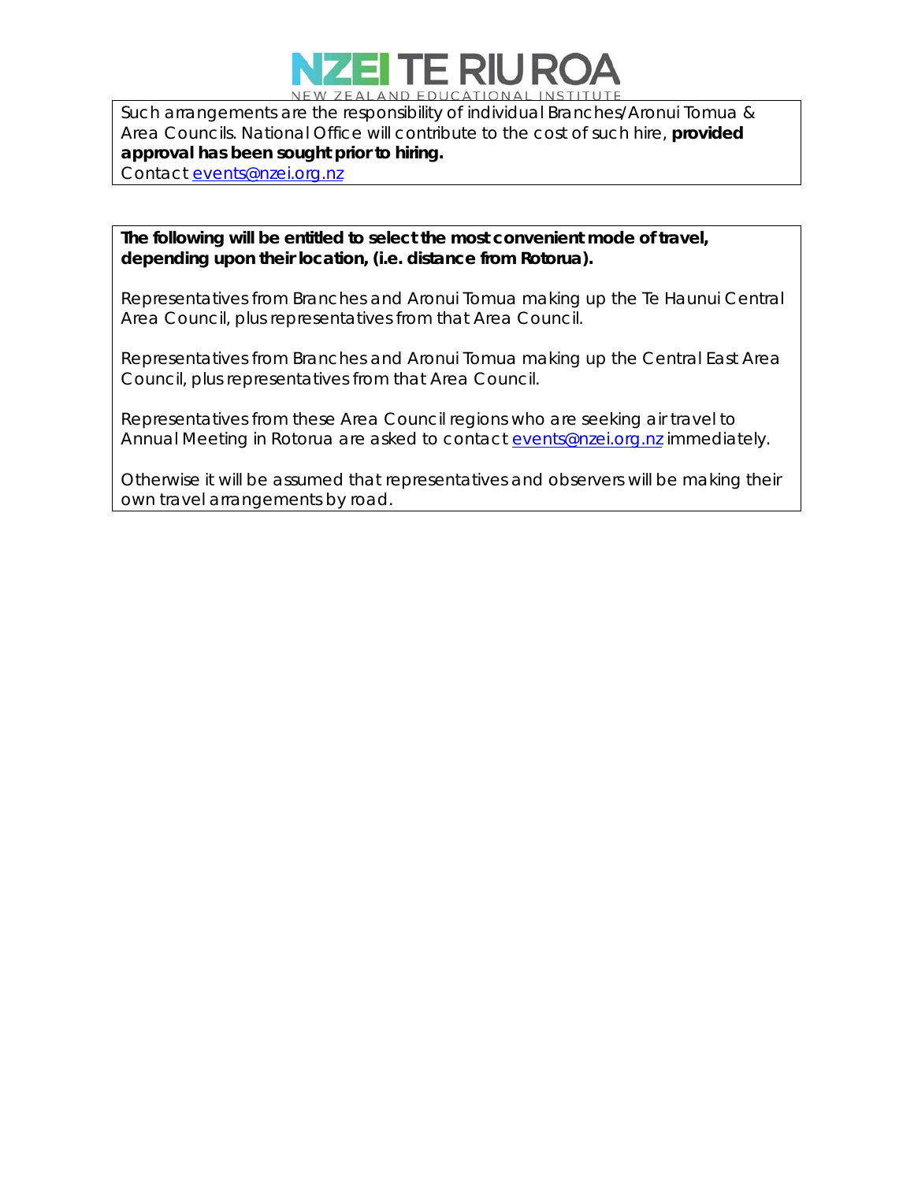Such arrangements are the responsibility of individual Branches/Aronui Tomua & Area Councils. National Office will contribute to the cost of such hire, **provided approval has been sought prior to hiring.**
Contact [events@nzei.org.nz](mailto:events@nzei.org.nz)

**The following will be entitled to select the most convenient mode of travel, depending upon their location, (i.e. distance from Rotorua).**

Representatives from Branches and Aronui Tomua making up the Te Haunui Central Area Council, plus representatives from that Area Council.

Representatives from Branches and Aronui Tomua making up the Central East Area Council, plus representatives from that Area Council.

Representatives from these Area Council regions who are seeking air travel to Annual Meeting in Rotorua are asked to contact [events@nzei.org.nz](mailto:events@nzei.org.nz) immediately.

Otherwise it will be assumed that representatives and observers will be making their own travel arrangements by road.